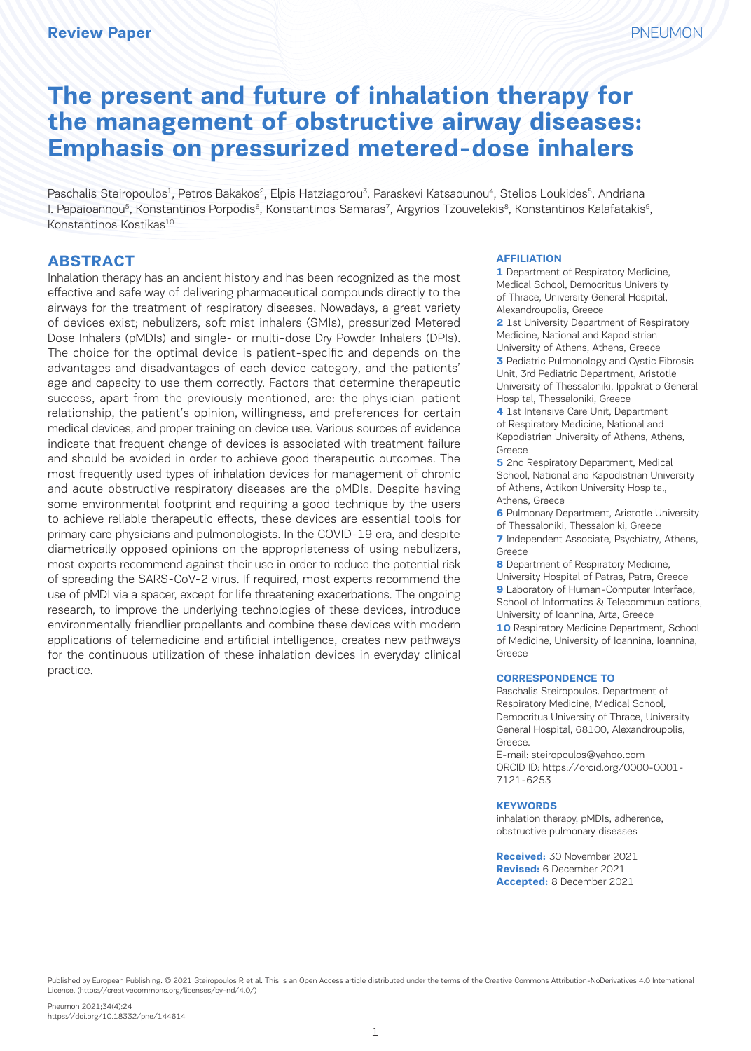Review Paper

# The present and future of inhalation therapy for the management of obstructive airway diseases: Emphasis on pressurized metered-dose inhalers

Paschalis Steiropoulos[1], Petros Bakakos[2], Elpis Hatziagorou[3], Paraskevi Katsaounou[4], Stelios Loukides[5], Andriana I. Papaioannou[5], Konstantinos Porpodis[6], Konstantinos Samaras[7], Argyrios Tzouvelekis[8], Konstantinos Kalafatakis[9], Konstantinos Kostikas[10]

## ABSTRACT

Inhalation therapy has an ancient history and has been recognized as the most effective and safe way of delivering pharmaceutical compounds directly to the airways for the treatment of respiratory diseases. Nowadays, a great variety of devices exist; nebulizers, soft mist inhalers (SMIs), pressurized Metered Dose Inhalers (pMDIs) and single- or multi-dose Dry Powder Inhalers (DPIs). The choice for the optimal device is patient-specific and depends on the advantages and disadvantages of each device category, and the patients' age and capacity to use them correctly. Factors that determine therapeutic success, apart from the previously mentioned, are: the physician–patient relationship, the patient's opinion, willingness, and preferences for certain medical devices, and proper training on device use. Various sources of evidence indicate that frequent change of devices is associated with treatment failure and should be avoided in order to achieve good therapeutic outcomes. The most frequently used types of inhalation devices for management of chronic and acute obstructive respiratory diseases are the pMDIs. Despite having some environmental footprint and requiring a good technique by the users to achieve reliable therapeutic effects, these devices are essential tools for primary care physicians and pulmonologists. In the COVID-19 era, and despite diametrically opposed opinions on the appropriateness of using nebulizers, most experts recommend against their use in order to reduce the potential risk of spreading the SARS-CoV-2 virus. If required, most experts recommend the use of pMDI via a spacer, except for life threatening exacerbations. The ongoing research, to improve the underlying technologies of these devices, introduce environmentally friendlier propellants and combine these devices with modern applications of telemedicine and artificial intelligence, creates new pathways for the continuous utilization of these inhalation devices in everyday clinical practice.

### AFFILIATION

**1** Department of Respiratory Medicine, Medical School, Democritus University of Thrace, University General Hospital, Alexandroupolis, Greece
**2** 1st University Department of Respiratory Medicine, National and Kapodistrian University of Athens, Athens, Greece
**3** Pediatric Pulmonology and Cystic Fibrosis Unit, 3rd Pediatric Department, Aristotle University of Thessaloniki, Ippokratio General Hospital, Thessaloniki, Greece
**4** 1st Intensive Care Unit, Department of Respiratory Medicine, National and Kapodistrian University of Athens, Athens, Greece
**5** 2nd Respiratory Department, Medical School, National and Kapodistrian University of Athens, Attikon University Hospital, Athens, Greece
**6** Pulmonary Department, Aristotle University of Thessaloniki, Thessaloniki, Greece
**7** Independent Associate, Psychiatry, Athens, Greece
**8** Department of Respiratory Medicine, University Hospital of Patras, Patra, Greece
**9** Laboratory of Human-Computer Interface, School of Informatics & Telecommunications, University of Ioannina, Arta, Greece
**10** Respiratory Medicine Department, School of Medicine, University of Ioannina, Ioannina, Greece

### CORRESPONDENCE TO

Paschalis Steiropoulos. Department of Respiratory Medicine, Medical School, Democritus University of Thrace, University General Hospital, 68100, Alexandroupolis, Greece.
E-mail: steiropoulos@yahoo.com
ORCID ID: https://orcid.org/0000-0001-7121-6253

### KEYWORDS

inhalation therapy, pMDIs, adherence, obstructive pulmonary diseases

**Received:** 30 November 2021
**Revised:** 6 December 2021
**Accepted:** 8 December 2021

Published by European Publishing. © 2021 Steiropoulos P. et al. This is an Open Access article distributed under the terms of the Creative Commons Attribution-NoDerivatives 4.0 International License. (https://creativecommons.org/licenses/by-nd/4.0/)

Pneumon 2021;34(4):24
https://doi.org/10.18332/pne/144614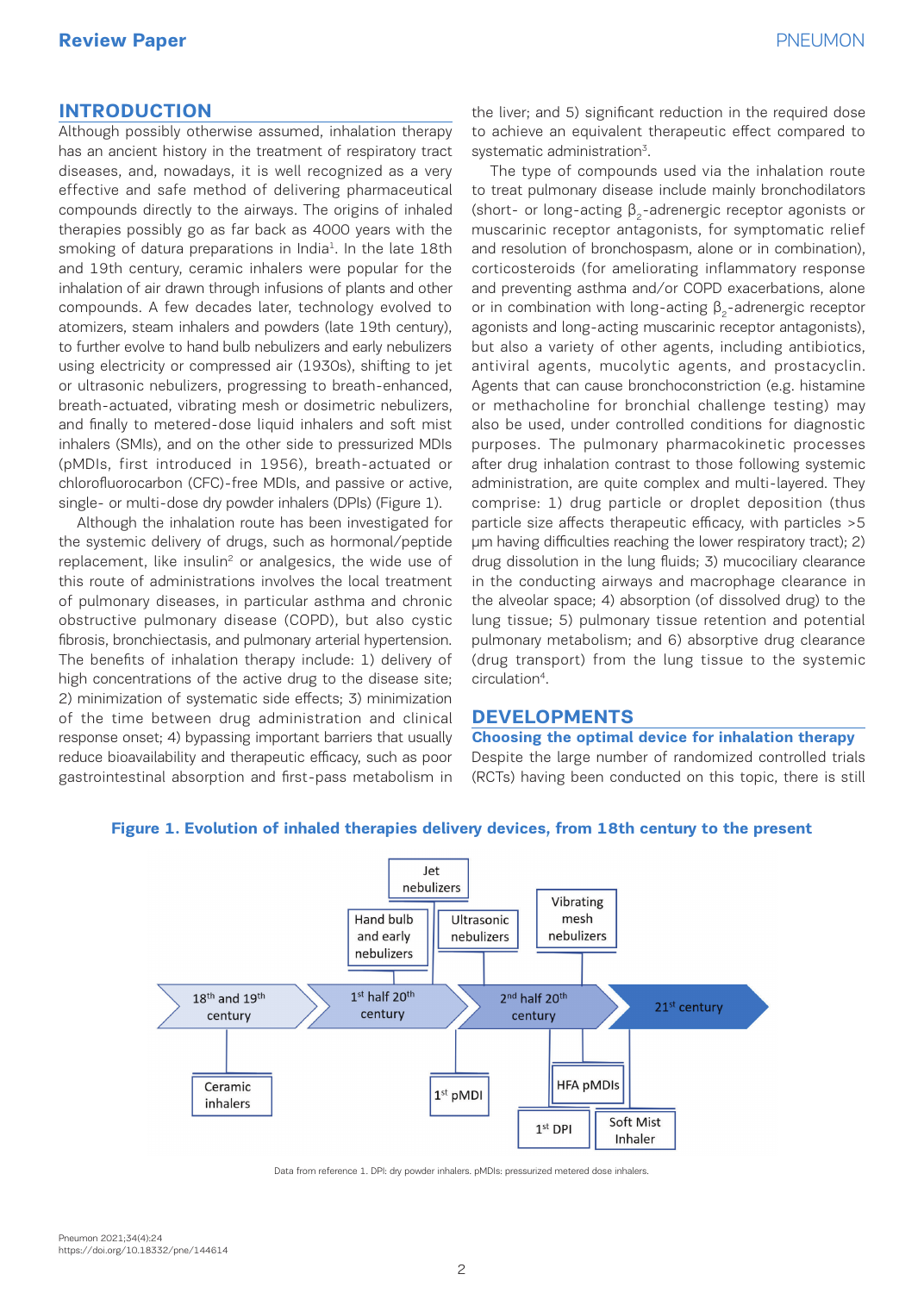## INTRODUCTION

Although possibly otherwise assumed, inhalation therapy has an ancient history in the treatment of respiratory tract diseases, and, nowadays, it is well recognized as a very effective and safe method of delivering pharmaceutical compounds directly to the airways. The origins of inhaled therapies possibly go as far back as 4000 years with the smoking of datura preparations in India[1]. In the late 18th and 19th century, ceramic inhalers were popular for the inhalation of air drawn through infusions of plants and other compounds. A few decades later, technology evolved to atomizers, steam inhalers and powders (late 19th century), to further evolve to hand bulb nebulizers and early nebulizers using electricity or compressed air (1930s), shifting to jet or ultrasonic nebulizers, progressing to breath-enhanced, breath-actuated, vibrating mesh or dosimetric nebulizers, and finally to metered-dose liquid inhalers and soft mist inhalers (SMIs), and on the other side to pressurized MDIs (pMDIs, first introduced in 1956), breath-actuated or chlorofluorocarbon (CFC)-free MDIs, and passive or active, single- or multi-dose dry powder inhalers (DPIs) (Figure 1).

Although the inhalation route has been investigated for the systemic delivery of drugs, such as hormonal/peptide replacement, like insulin[2] or analgesics, the wide use of this route of administrations involves the local treatment of pulmonary diseases, in particular asthma and chronic obstructive pulmonary disease (COPD), but also cystic fibrosis, bronchiectasis, and pulmonary arterial hypertension. The benefits of inhalation therapy include: 1) delivery of high concentrations of the active drug to the disease site; 2) minimization of systematic side effects; 3) minimization of the time between drug administration and clinical response onset; 4) bypassing important barriers that usually reduce bioavailability and therapeutic efficacy, such as poor gastrointestinal absorption and first-pass metabolism in the liver; and 5) significant reduction in the required dose to achieve an equivalent therapeutic effect compared to systemic administration[3].

The type of compounds used via the inhalation route to treat pulmonary disease include mainly bronchodilators (short- or long-acting $\beta_2$-adrenergic receptor agonists or muscarinic receptor antagonists, for symptomatic relief and resolution of bronchospasm, alone or in combination), corticosteroids (for ameliorating inflammatory response and preventing asthma and/or COPD exacerbations, alone or in combination with long-acting $\beta_2$-adrenergic receptor agonists and long-acting muscarinic receptor antagonists), but also a variety of other agents, including antibiotics, antiviral agents, mucolytic agents, and prostacyclin. Agents that can cause bronchoconstriction (e.g. histamine or methacholine for bronchial challenge testing) may also be used, under controlled conditions for diagnostic purposes. The pulmonary pharmacokinetic processes after drug inhalation contrast to those following systemic administration, are quite complex and multi-layered. They comprise: 1) drug particle or droplet deposition (thus particle size affects therapeutic efficacy, with particles >5 μm having difficulties reaching the lower respiratory tract); 2) drug dissolution in the lung fluids; 3) mucociliary clearance in the conducting airways and macrophage clearance in the alveolar space; 4) absorption (of dissolved drug) to the lung tissue; 5) pulmonary tissue retention and potential pulmonary metabolism; and 6) absorptive drug clearance (drug transport) from the lung tissue to the systemic circulation[4].

## DEVELOPMENTS

### Choosing the optimal device for inhalation therapy

Despite the large number of randomized controlled trials (RCTs) having been conducted on this topic, there is still

**Figure 1. Evolution of inhaled therapies delivery devices, from 18th century to the present**

Data from reference 1. DPI: dry powder inhalers. pMDIs: pressurized metered dose inhalers.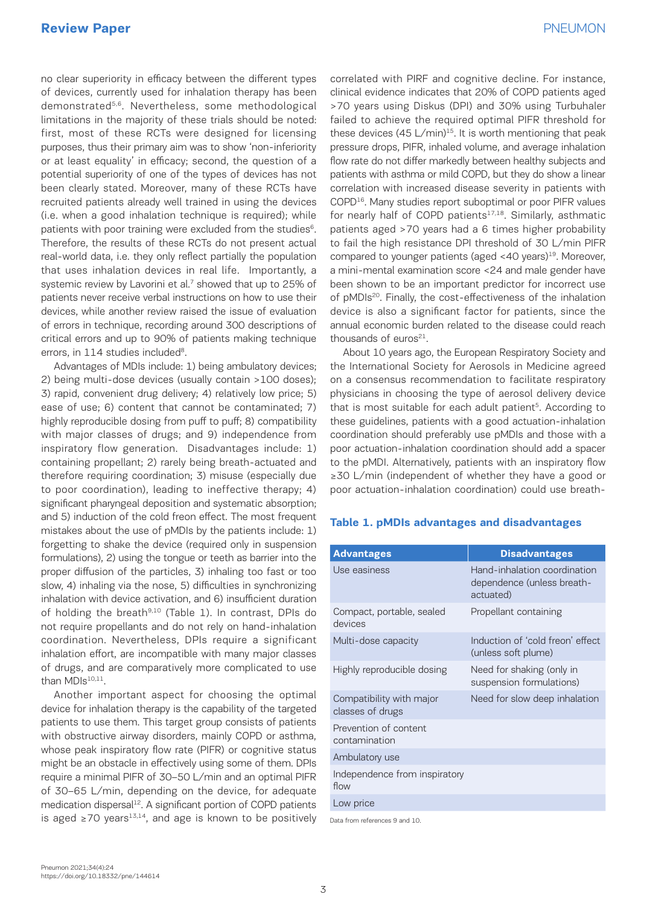no clear superiority in efficacy between the different types of devices, currently used for inhalation therapy has been demonstrated[5,6]. Nevertheless, some methodological limitations in the majority of these trials should be noted: first, most of these RCTs were designed for licensing purposes, thus their primary aim was to show 'non-inferiority or at least equality' in efficacy; second, the question of a potential superiority of one of the types of devices has not been clearly stated. Moreover, many of these RCTs have recruited patients already well trained in using the devices (i.e. when a good inhalation technique is required); while patients with poor training were excluded from the studies[6]. Therefore, the results of these RCTs do not present actual real-world data, i.e. they only reflect partially the population that uses inhalation devices in real life. Importantly, a systemic review by Lavorini et al.[7] showed that up to 25% of patients never receive verbal instructions on how to use their devices, while another review raised the issue of evaluation of errors in technique, recording around 300 descriptions of critical errors and up to 90% of patients making technique errors, in 114 studies included[8].

Advantages of MDIs include: 1) being ambulatory devices; 2) being multi-dose devices (usually contain >100 doses); 3) rapid, convenient drug delivery; 4) relatively low price; 5) ease of use; 6) content that cannot be contaminated; 7) highly reproducible dosing from puff to puff; 8) compatibility with major classes of drugs; and 9) independence from inspiratory flow generation. Disadvantages include: 1) containing propellant; 2) rarely being breath-actuated and therefore requiring coordination; 3) misuse (especially due to poor coordination), leading to ineffective therapy; 4) significant pharyngeal deposition and systematic absorption; and 5) induction of the cold freon effect. The most frequent mistakes about the use of pMDIs by the patients include: 1) forgetting to shake the device (required only in suspension formulations), 2) using the tongue or teeth as barrier into the proper diffusion of the particles, 3) inhaling too fast or too slow, 4) inhaling via the nose, 5) difficulties in synchronizing inhalation with device activation, and 6) insufficient duration of holding the breath[9,10] (Table 1). In contrast, DPIs do not require propellants and do not rely on hand-inhalation coordination. Nevertheless, DPIs require a significant inhalation effort, are incompatible with many major classes of drugs, and are comparatively more complicated to use than MDIs[10,11].

Another important aspect for choosing the optimal device for inhalation therapy is the capability of the targeted patients to use them. This target group consists of patients with obstructive airway disorders, mainly COPD or asthma, whose peak inspiratory flow rate (PIFR) or cognitive status might be an obstacle in effectively using some of them. DPIs require a minimal PIFR of 30–50 L/min and an optimal PIFR of 30–65 L/min, depending on the device, for adequate medication dispersal[12]. A significant portion of COPD patients is aged ≥70 years[13,14], and age is known to be positively correlated with PIFR and cognitive decline. For instance, clinical evidence indicates that 20% of COPD patients aged >70 years using Diskus (DPI) and 30% using Turbuhaler failed to achieve the required optimal PIFR threshold for these devices (45 L/min)[15]. It is worth mentioning that peak pressure drops, PIFR, inhaled volume, and average inhalation flow rate do not differ markedly between healthy subjects and patients with asthma or mild COPD, but they do show a linear correlation with increased disease severity in patients with COPD[16]. Many studies report suboptimal or poor PIFR values for nearly half of COPD patients[17,18]. Similarly, asthmatic patients aged >70 years had a 6 times higher probability to fail the high resistance DPI threshold of 30 L/min PIFR compared to younger patients (aged <40 years)[19]. Moreover, a mini-mental examination score <24 and male gender have been shown to be an important predictor for incorrect use of pMDIs[20]. Finally, the cost-effectiveness of the inhalation device is also a significant factor for patients, since the annual economic burden related to the disease could reach thousands of euros[21].

About 10 years ago, the European Respiratory Society and the International Society for Aerosols in Medicine agreed on a consensus recommendation to facilitate respiratory physicians in choosing the type of aerosol delivery device that is most suitable for each adult patient[5]. According to these guidelines, patients with a good actuation-inhalation coordination should preferably use pMDIs and those with a poor actuation-inhalation coordination should add a spacer to the pMDI. Alternatively, patients with an inspiratory flow ≥30 L/min (independent of whether they have a good or poor actuation-inhalation coordination) could use breath-

**Table 1. pMDIs advantages and disadvantages**

| Advantages | Disadvantages |
|---|---|
| Use easiness | Hand-inhalation coordination dependence (unless breath-actuated) |
| Compact, portable, sealed devices | Propellant containing |
| Multi-dose capacity | Induction of 'cold freon' effect (unless soft plume) |
| Highly reproducible dosing | Need for shaking (only in suspension formulations) |
| Compatibility with major classes of drugs | Need for slow deep inhalation |
| Prevention of content contamination | |
| Ambulatory use | |
| Independence from inspiratory flow | |
| Low price | |

Data from references 9 and 10.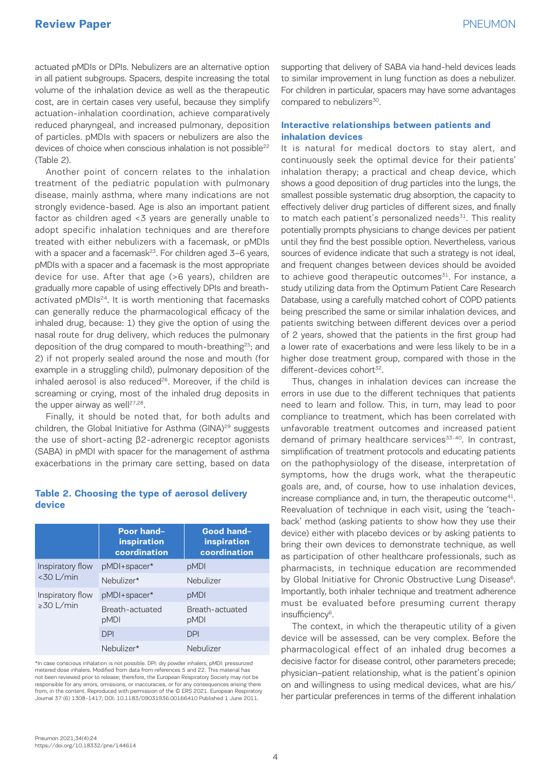actuated pMDIs or DPIs. Nebulizers are an alternative option in all patient subgroups. Spacers, despite increasing the total volume of the inhalation device as well as the therapeutic cost, are in certain cases very useful, because they simplify actuation-inhalation coordination, achieve comparatively reduced pharyngeal, and increased pulmonary, deposition of particles. pMDIs with spacers or nebulizers are also the devices of choice when conscious inhalation is not possible[22] (Table 2).

Another point of concern relates to the inhalation treatment of the pediatric population with pulmonary disease, mainly asthma, where many indications are not strongly evidence-based. Age is also an important patient factor as children aged <3 years are generally unable to adopt specific inhalation techniques and are therefore treated with either nebulizers with a facemask, or pMDIs with a spacer and a facemask[23]. For children aged 3–6 years, pMDIs with a spacer and a facemask is the most appropriate device for use. After that age (>6 years), children are gradually more capable of using effectively DPIs and breath-activated pMDIs[24]. It is worth mentioning that facemasks can generally reduce the pharmacological efficacy of the inhaled drug, because: 1) they give the option of using the nasal route for drug delivery, which reduces the pulmonary deposition of the drug compared to mouth-breathing[25]; and 2) if not properly sealed around the nose and mouth (for example in a struggling child), pulmonary deposition of the inhaled aerosol is also reduced[26]. Moreover, if the child is screaming or crying, most of the inhaled drug deposits in the upper airway as well[27,28].

Finally, it should be noted that, for both adults and children, the Global Initiative for Asthma (GINA)[29] suggests the use of short-acting β2-adrenergic receptor agonists (SABA) in pMDI with spacer for the management of asthma exacerbations in the primary care setting, based on data supporting that delivery of SABA via hand-held devices leads to similar improvement in lung function as does a nebulizer. For children in particular, spacers may have some advantages compared to nebulizers[30].

**Table 2. Choosing the type of aerosol delivery device**

| | Poor hand–inspiration coordination | Good hand–inspiration coordination |
|---|---|---|
| Inspiratory flow <30 L/min | pMDI+spacer* | pMDI |
| | Nebulizer* | Nebulizer |
| Inspiratory flow ≥30 L/min | pMDI+spacer* | pMDI |
| | Breath-actuated pMDI | Breath-actuated pMDI |
| | DPI | DPI |
| | Nebulizer* | Nebulizer |

*In case conscious inhalation is not possible. DPI: dry powder inhalers, pMDI: pressurized metered dose inhalers. Modified from data from references 5 and 22. This material has not been reviewed prior to release; therefore, the European Respiratory Society may not be responsible for any errors, omissions, or inaccuracies, or for any consequences arising there from, in the content. Reproduced with permission of the © ERS 2021. European Respiratory Journal 37 (6) 1308-1417; DOI: 10.1183/09031936.00166410 Published 1 June 2011.

## Interactive relationships between patients and inhalation devices

It is natural for medical doctors to stay alert, and continuously seek the optimal device for their patients' inhalation therapy; a practical and cheap device, which shows a good deposition of drug particles into the lungs, the smallest possible systematic drug absorption, the capacity to effectively deliver drug particles of different sizes, and finally to match each patient's personalized needs[31]. This reality potentially prompts physicians to change devices per patient until they find the best possible option. Nevertheless, various sources of evidence indicate that such a strategy is not ideal, and frequent changes between devices should be avoided to achieve good therapeutic outcomes[31]. For instance, a study utilizing data from the Optimum Patient Care Research Database, using a carefully matched cohort of COPD patients being prescribed the same or similar inhalation devices, and patients switching between different devices over a period of 2 years, showed that the patients in the first group had a lower rate of exacerbations and were less likely to be in a higher dose treatment group, compared with those in the different-devices cohort[32].

Thus, changes in inhalation devices can increase the errors in use due to the different techniques that patients need to learn and follow. This, in turn, may lead to poor compliance to treatment, which has been correlated with unfavorable treatment outcomes and increased patient demand of primary healthcare services[33-40]. In contrast, simplification of treatment protocols and educating patients on the pathophysiology of the disease, interpretation of symptoms, how the drugs work, what the therapeutic goals are, and, of course, how to use inhalation devices, increase compliance and, in turn, the therapeutic outcome[41]. Reevaluation of technique in each visit, using the 'teach-back' method (asking patients to show how they use their device) either with placebo devices or by asking patients to bring their own devices to demonstrate technique, as well as participation of other healthcare professionals, such as pharmacists, in technique education are recommended by Global Initiative for Chronic Obstructive Lung Disease[6]. Importantly, both inhaler technique and treatment adherence must be evaluated before presuming current therapy insufficiency[6].

The context, in which the therapeutic utility of a given device will be assessed, can be very complex. Before the pharmacological effect of an inhaled drug becomes a decisive factor for disease control, other parameters precede; physician–patient relationship, what is the patient's opinion on and willingness to using medical devices, what are his/her particular preferences in terms of the different inhalation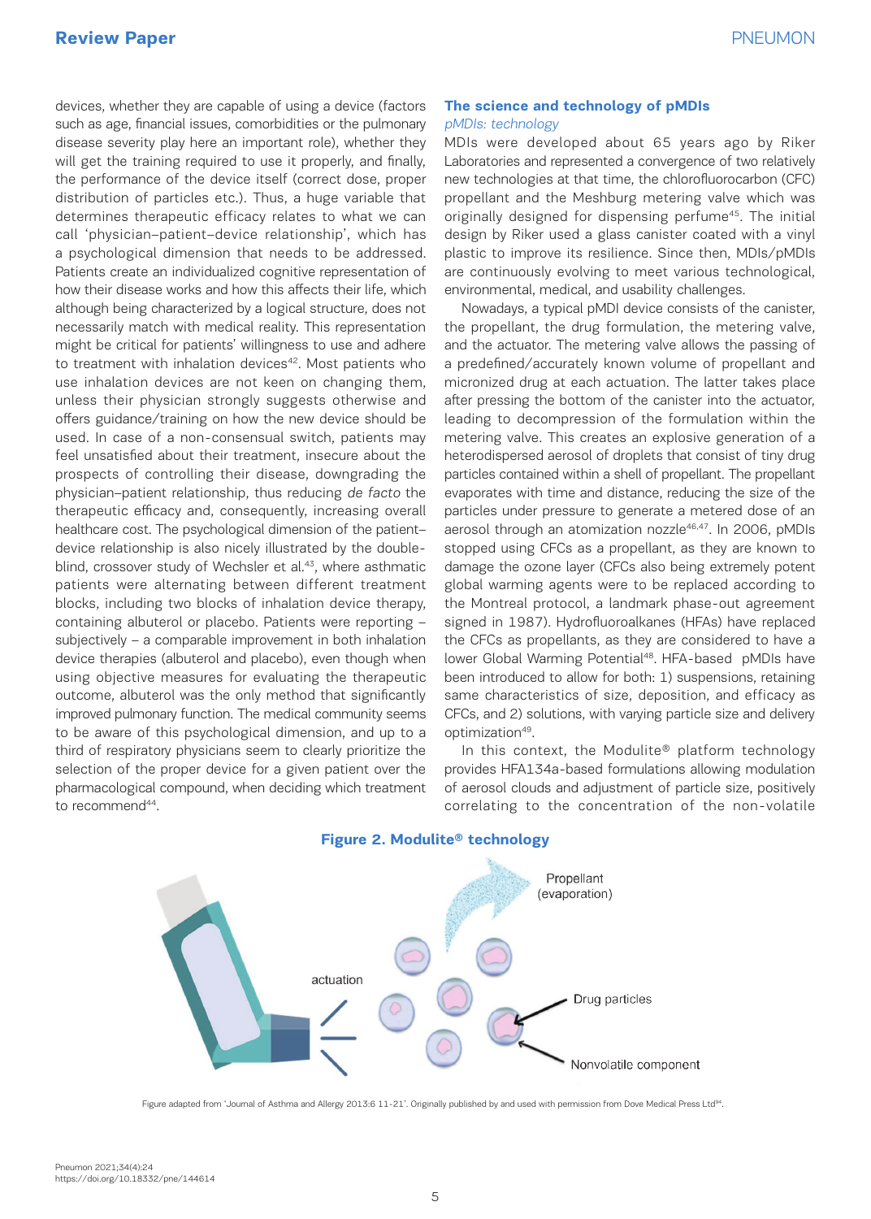devices, whether they are capable of using a device (factors such as age, financial issues, comorbidities or the pulmonary disease severity play here an important role), whether they will get the training required to use it properly, and finally, the performance of the device itself (correct dose, proper distribution of particles etc.). Thus, a huge variable that determines therapeutic efficacy relates to what we can call 'physician–patient–device relationship', which has a psychological dimension that needs to be addressed. Patients create an individualized cognitive representation of how their disease works and how this affects their life, which although being characterized by a logical structure, does not necessarily match with medical reality. This representation might be critical for patients' willingness to use and adhere to treatment with inhalation devices[42]. Most patients who use inhalation devices are not keen on changing them, unless their physician strongly suggests otherwise and offers guidance/training on how the new device should be used. In case of a non-consensual switch, patients may feel unsatisfied about their treatment, insecure about the prospects of controlling their disease, downgrading the physician–patient relationship, thus reducing *de facto* the therapeutic efficacy and, consequently, increasing overall healthcare cost. The psychological dimension of the patient–device relationship is also nicely illustrated by the double-blind, crossover study of Wechsler et al.[43], where asthmatic patients were alternating between different treatment blocks, including two blocks of inhalation device therapy, containing albuterol or placebo. Patients were reporting – subjectively – a comparable improvement in both inhalation device therapies (albuterol and placebo), even though when using objective measures for evaluating the therapeutic outcome, albuterol was the only method that significantly improved pulmonary function. The medical community seems to be aware of this psychological dimension, and up to a third of respiratory physicians seem to clearly prioritize the selection of the proper device for a given patient over the pharmacological compound, when deciding which treatment to recommend[44].

## The science and technology of pMDIs

### *pMDIs: technology*

MDIs were developed about 65 years ago by Riker Laboratories and represented a convergence of two relatively new technologies at that time, the chlorofluorocarbon (CFC) propellant and the Meshburg metering valve which was originally designed for dispensing perfume[45]. The initial design by Riker used a glass canister coated with a vinyl plastic to improve its resilience. Since then, MDIs/pMDIs are continuously evolving to meet various technological, environmental, medical, and usability challenges.

Nowadays, a typical pMDI device consists of the canister, the propellant, the drug formulation, the metering valve, and the actuator. The metering valve allows the passing of a predefined/accurately known volume of propellant and micronized drug at each actuation. The latter takes place after pressing the bottom of the canister into the actuator, leading to decompression of the formulation within the metering valve. This creates an explosive generation of a heterodispersed aerosol of droplets that consist of tiny drug particles contained within a shell of propellant. The propellant evaporates with time and distance, reducing the size of the particles under pressure to generate a metered dose of an aerosol through an atomization nozzle[46,47]. In 2006, pMDIs stopped using CFCs as a propellant, as they are known to damage the ozone layer (CFCs also being extremely potent global warming agents were to be replaced according to the Montreal protocol, a landmark phase-out agreement signed in 1987). Hydrofluoroalkanes (HFAs) have replaced the CFCs as propellants, as they are considered to have a lower Global Warming Potential[48]. HFA-based pMDIs have been introduced to allow for both: 1) suspensions, retaining same characteristics of size, deposition, and efficacy as CFCs, and 2) solutions, with varying particle size and delivery optimization[49].

In this context, the Modulite® platform technology provides HFA134a-based formulations allowing modulation of aerosol clouds and adjustment of particle size, positively correlating to the concentration of the non-volatile

**Figure 2. Modulite® technology**

actuation

Propellant (evaporation)

Drug particles

Nonvolatile component

Figure adapted from 'Journal of Asthma and Allergy 2013:6 11-21'. Originally published by and used with permission from Dove Medical Press Ltd[94].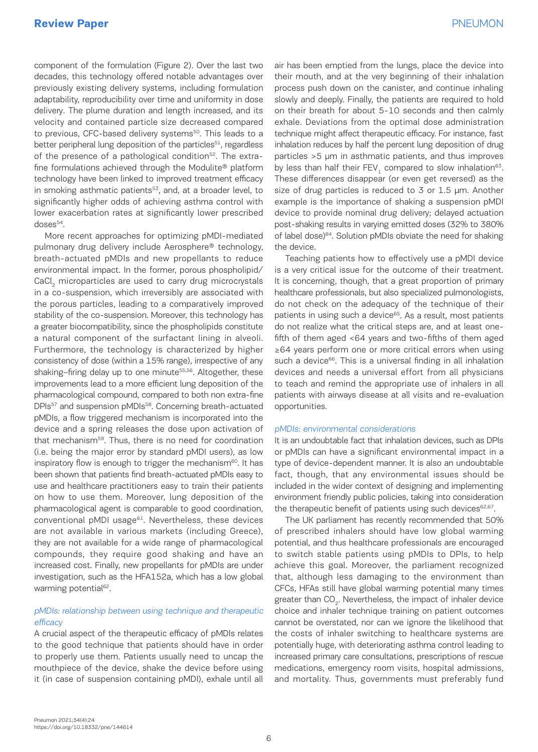component of the formulation (Figure 2). Over the last two decades, this technology offered notable advantages over previously existing delivery systems, including formulation adaptability, reproducibility over time and uniformity in dose delivery. The plume duration and length increased, and its velocity and contained particle size decreased compared to previous, CFC-based delivery systems[50]. This leads to a better peripheral lung deposition of the particles[51], regardless of the presence of a pathological condition[52]. The extra-fine formulations achieved through the Modulite® platform technology have been linked to improved treatment efficacy in smoking asthmatic patients[53], and, at a broader level, to significantly higher odds of achieving asthma control with lower exacerbation rates at significantly lower prescribed doses[54].

More recent approaches for optimizing pMDI-mediated pulmonary drug delivery include Aerosphere® technology, breath-actuated pMDIs and new propellants to reduce environmental impact. In the former, porous phospholipid/$CaCl_2$ microparticles are used to carry drug microcrystals in a co-suspension, which irreversibly are associated with the porous particles, leading to a comparatively improved stability of the co-suspension. Moreover, this technology has a greater biocompatibility, since the phospholipids constitute a natural component of the surfactant lining in alveoli. Furthermore, the technology is characterized by higher consistency of dose (within a 15% range), irrespective of any shaking–firing delay up to one minute[55,56]. Altogether, these improvements lead to a more efficient lung deposition of the pharmacological compound, compared to both non extra-fine DPIs[57] and suspension pMDIs[58]. Concerning breath-actuated pMDIs, a flow triggered mechanism is incorporated into the device and a spring releases the dose upon activation of that mechanism[59]. Thus, there is no need for coordination (i.e. being the major error by standard pMDI users), as low inspiratory flow is enough to trigger the mechanism[60]. It has been shown that patients find breath-actuated pMDIs easy to use and healthcare practitioners easy to train their patients on how to use them. Moreover, lung deposition of the pharmacological agent is comparable to good coordination, conventional pMDI usage[61]. Nevertheless, these devices are not available in various markets (including Greece), they are not available for a wide range of pharmacological compounds, they require good shaking and have an increased cost. Finally, new propellants for pMDIs are under investigation, such as the HFA152a, which has a low global warming potential[62].

### *pMDIs: relationship between using technique and therapeutic efficacy*

A crucial aspect of the therapeutic efficacy of pMDIs relates to the good technique that patients should have in order to properly use them. Patients usually need to uncap the mouthpiece of the device, shake the device before using it (in case of suspension containing pMDI), exhale until all air has been emptied from the lungs, place the device into their mouth, and at the very beginning of their inhalation process push down on the canister, and continue inhaling slowly and deeply. Finally, the patients are required to hold on their breath for about 5-10 seconds and then calmly exhale. Deviations from the optimal dose administration technique might affect therapeutic efficacy. For instance, fast inhalation reduces by half the percent lung deposition of drug particles >5 μm in asthmatic patients, and thus improves by less than half their $FEV_1$ compared to slow inhalation[63]. These differences disappear (or even get reversed) as the size of drug particles is reduced to 3 or 1.5 μm. Another example is the importance of shaking a suspension pMDI device to provide nominal drug delivery; delayed actuation post-shaking results in varying emitted doses (32% to 380% of label dose)[64]. Solution pMDIs obviate the need for shaking the device.

Teaching patients how to effectively use a pMDI device is a very critical issue for the outcome of their treatment. It is concerning, though, that a great proportion of primary healthcare professionals, but also specialized pulmonologists, do not check on the adequacy of the technique of their patients in using such a device[65]. As a result, most patients do not realize what the critical steps are, and at least one-fifth of them aged <64 years and two-fifths of them aged ≥64 years perform one or more critical errors when using such a device[66]. This is a universal finding in all inhalation devices and needs a universal effort from all physicians to teach and remind the appropriate use of inhalers in all patients with airways disease at all visits and re-evaluation opportunities.

### *pMDIs: environmental considerations*

It is an undoubtable fact that inhalation devices, such as DPIs or pMDIs can have a significant environmental impact in a type of device-dependent manner. It is also an undoubtable fact, though, that any environmental issues should be included in the wider context of designing and implementing environment friendly public policies, taking into consideration the therapeutic benefit of patients using such devices[62,67].

The UK parliament has recently recommended that 50% of prescribed inhalers should have low global warming potential, and thus healthcare professionals are encouraged to switch stable patients using pMDIs to DPIs, to help achieve this goal. Moreover, the parliament recognized that, although less damaging to the environment than CFCs, HFAs still have global warming potential many times greater than $CO_2$. Nevertheless, the impact of inhaler device choice and inhaler technique training on patient outcomes cannot be overstated, nor can we ignore the likelihood that the costs of inhaler switching to healthcare systems are potentially huge, with deteriorating asthma control leading to increased primary care consultations, prescriptions of rescue medications, emergency room visits, hospital admissions, and mortality. Thus, governments must preferably fund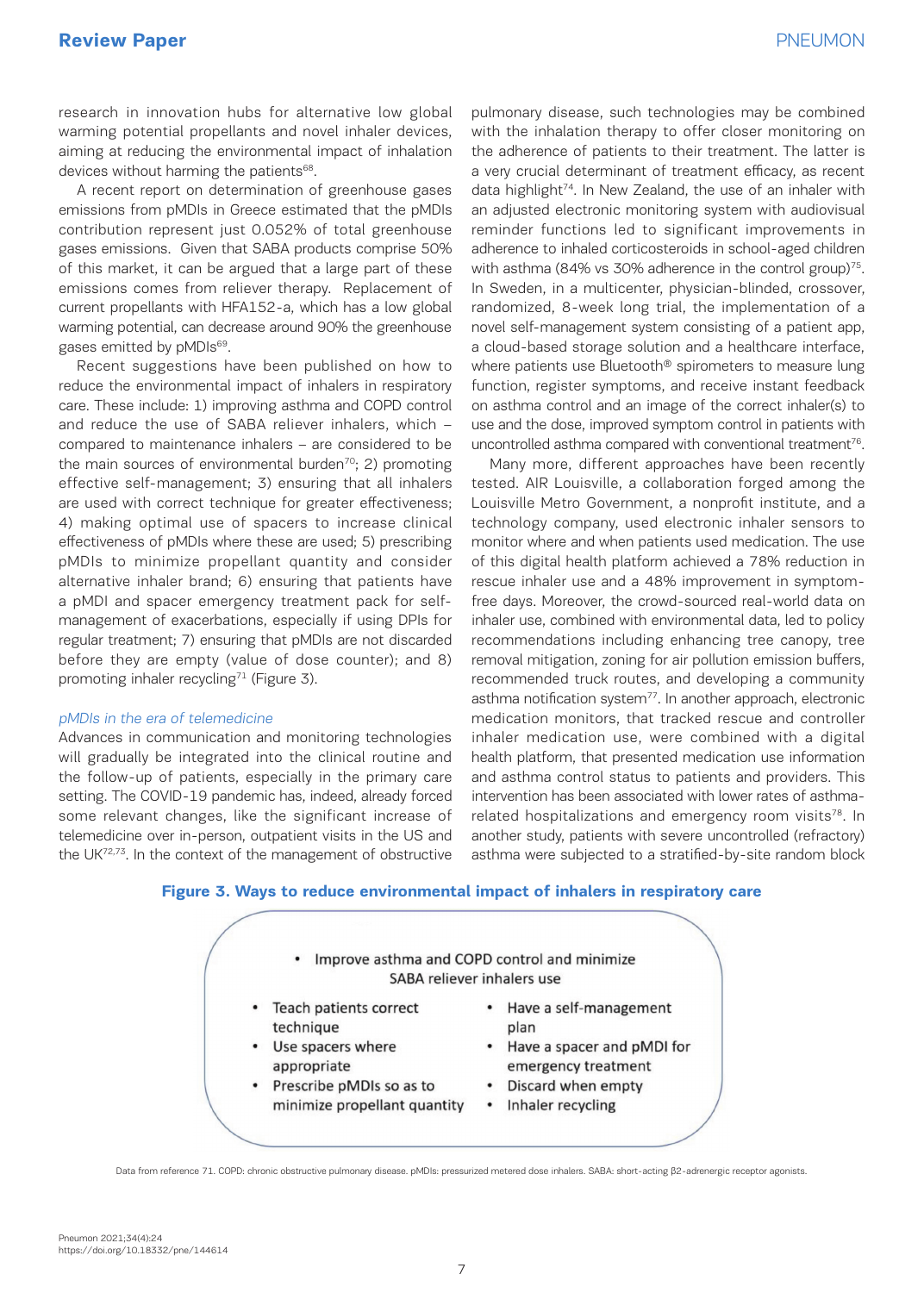research in innovation hubs for alternative low global warming potential propellants and novel inhaler devices, aiming at reducing the environmental impact of inhalation devices without harming the patients[68].

A recent report on determination of greenhouse gases emissions from pMDIs in Greece estimated that the pMDIs contribution represent just 0.052% of total greenhouse gases emissions. Given that SABA products comprise 50% of this market, it can be argued that a large part of these emissions comes from reliever therapy. Replacement of current propellants with HFA152-a, which has a low global warming potential, can decrease around 90% the greenhouse gases emitted by pMDIs[69].

Recent suggestions have been published on how to reduce the environmental impact of inhalers in respiratory care. These include: 1) improving asthma and COPD control and reduce the use of SABA reliever inhalers, which – compared to maintenance inhalers – are considered to be the main sources of environmental burden[70]; 2) promoting effective self-management; 3) ensuring that all inhalers are used with correct technique for greater effectiveness; 4) making optimal use of spacers to increase clinical effectiveness of pMDIs where these are used; 5) prescribing pMDIs to minimize propellant quantity and consider alternative inhaler brand; 6) ensuring that patients have a pMDI and spacer emergency treatment pack for self-management of exacerbations, especially if using DPIs for regular treatment; 7) ensuring that pMDIs are not discarded before they are empty (value of dose counter); and 8) promoting inhaler recycling[71] (Figure 3).

### *pMDIs in the era of telemedicine*

Advances in communication and monitoring technologies will gradually be integrated into the clinical routine and the follow-up of patients, especially in the primary care setting. The COVID-19 pandemic has, indeed, already forced some relevant changes, like the significant increase of telemedicine over in-person, outpatient visits in the US and the UK[72,73]. In the context of the management of obstructive pulmonary disease, such technologies may be combined with the inhalation therapy to offer closer monitoring on the adherence of patients to their treatment. The latter is a very crucial determinant of treatment efficacy, as recent data highlight[74]. In New Zealand, the use of an inhaler with an adjusted electronic monitoring system with audiovisual reminder functions led to significant improvements in adherence to inhaled corticosteroids in school-aged children with asthma (84% vs 30% adherence in the control group)[75]. In Sweden, in a multicenter, physician-blinded, crossover, randomized, 8-week long trial, the implementation of a novel self-management system consisting of a patient app, a cloud-based storage solution and a healthcare interface, where patients use Bluetooth® spirometers to measure lung function, register symptoms, and receive instant feedback on asthma control and an image of the correct inhaler(s) to use and the dose, improved symptom control in patients with uncontrolled asthma compared with conventional treatment[76].

Many more, different approaches have been recently tested. AIR Louisville, a collaboration forged among the Louisville Metro Government, a nonprofit institute, and a technology company, used electronic inhaler sensors to monitor where and when patients used medication. The use of this digital health platform achieved a 78% reduction in rescue inhaler use and a 48% improvement in symptom-free days. Moreover, the crowd-sourced real-world data on inhaler use, combined with environmental data, led to policy recommendations including enhancing tree canopy, tree removal mitigation, zoning for air pollution emission buffers, recommended truck routes, and developing a community asthma notification system[77]. In another approach, electronic medication monitors, that tracked rescue and controller inhaler medication use, were combined with a digital health platform, that presented medication use information and asthma control status to patients and providers. This intervention has been associated with lower rates of asthma-related hospitalizations and emergency room visits[78]. In another study, patients with severe uncontrolled (refractory) asthma were subjected to a stratified-by-site random block

**Figure 3. Ways to reduce environmental impact of inhalers in respiratory care**

- Improve asthma and COPD control and minimize SABA reliever inhalers use
- Teach patients correct technique
- Use spacers where appropriate
- Prescribe pMDIs so as to minimize propellant quantity
- Have a self-management plan
- Have a spacer and pMDI for emergency treatment
- Discard when empty
- Inhaler recycling

Data from reference 71. COPD: chronic obstructive pulmonary disease. pMDIs: pressurized metered dose inhalers. SABA: short-acting β2-adrenergic receptor agonists.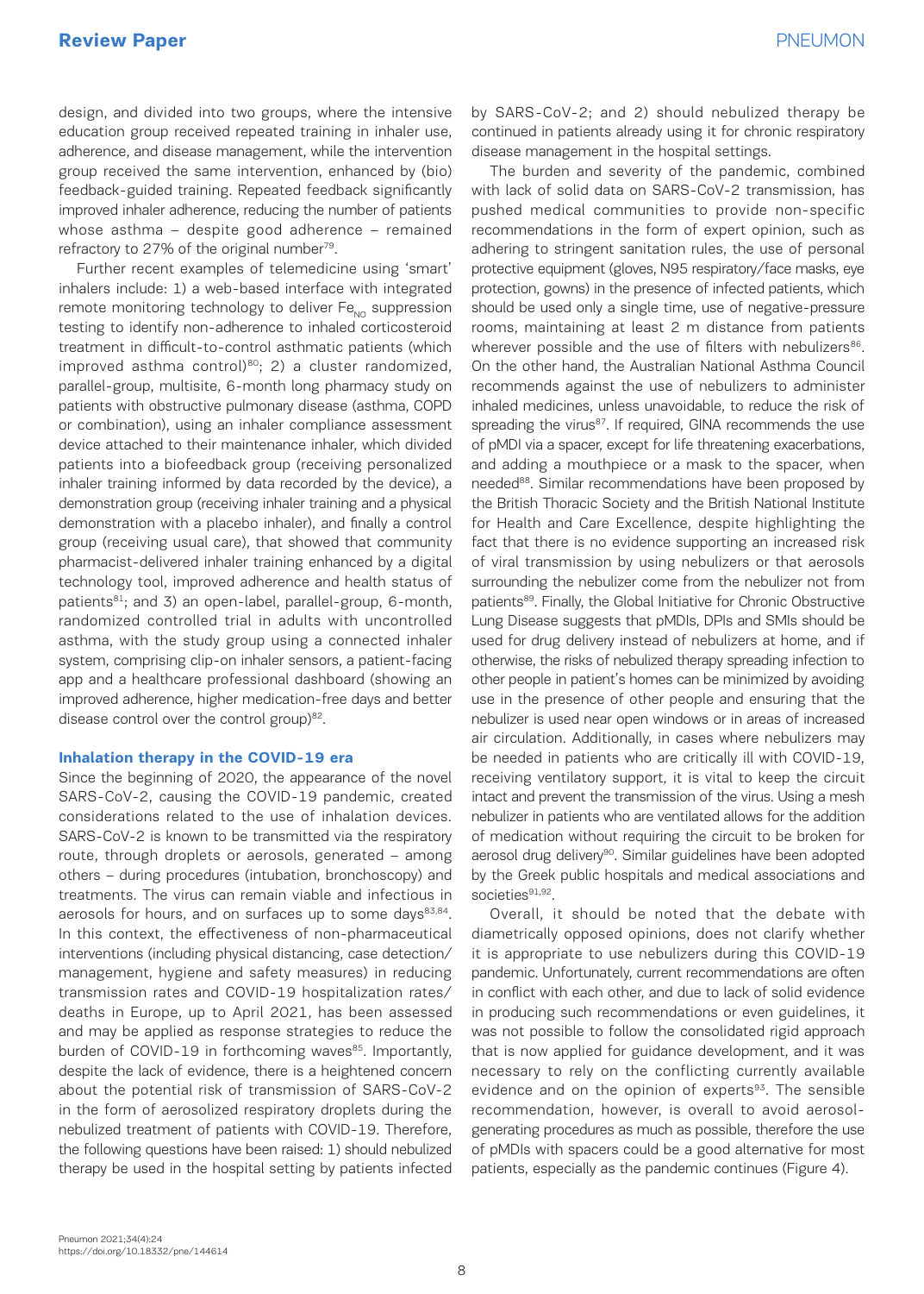design, and divided into two groups, where the intensive education group received repeated training in inhaler use, adherence, and disease management, while the intervention group received the same intervention, enhanced by (bio) feedback-guided training. Repeated feedback significantly improved inhaler adherence, reducing the number of patients whose asthma – despite good adherence – remained refractory to 27% of the original number[79].

Further recent examples of telemedicine using 'smart' inhalers include: 1) a web-based interface with integrated remote monitoring technology to deliver $Fe_{NO}$ suppression testing to identify non-adherence to inhaled corticosteroid treatment in difficult-to-control asthmatic patients (which improved asthma control)[80]; 2) a cluster randomized, parallel-group, multisite, 6-month long pharmacy study on patients with obstructive pulmonary disease (asthma, COPD or combination), using an inhaler compliance assessment device attached to their maintenance inhaler, which divided patients into a biofeedback group (receiving personalized inhaler training informed by data recorded by the device), a demonstration group (receiving inhaler training and a physical demonstration with a placebo inhaler), and finally a control group (receiving usual care), that showed that community pharmacist-delivered inhaler training enhanced by a digital technology tool, improved adherence and health status of patients[81]; and 3) an open-label, parallel-group, 6-month, randomized controlled trial in adults with uncontrolled asthma, with the study group using a connected inhaler system, comprising clip-on inhaler sensors, a patient-facing app and a healthcare professional dashboard (showing an improved adherence, higher medication-free days and better disease control over the control group)[82].

## Inhalation therapy in the COVID-19 era

Since the beginning of 2020, the appearance of the novel SARS-CoV-2, causing the COVID-19 pandemic, created considerations related to the use of inhalation devices. SARS-CoV-2 is known to be transmitted via the respiratory route, through droplets or aerosols, generated – among others – during procedures (intubation, bronchoscopy) and treatments. The virus can remain viable and infectious in aerosols for hours, and on surfaces up to some days[83,84]. In this context, the effectiveness of non-pharmaceutical interventions (including physical distancing, case detection/ management, hygiene and safety measures) in reducing transmission rates and COVID-19 hospitalization rates/ deaths in Europe, up to April 2021, has been assessed and may be applied as response strategies to reduce the burden of COVID-19 in forthcoming waves[85]. Importantly, despite the lack of evidence, there is a heightened concern about the potential risk of transmission of SARS-CoV-2 in the form of aerosolized respiratory droplets during the nebulized treatment of patients with COVID-19. Therefore, the following questions have been raised: 1) should nebulized therapy be used in the hospital setting by patients infected by SARS-CoV-2; and 2) should nebulized therapy be continued in patients already using it for chronic respiratory disease management in the hospital settings.

The burden and severity of the pandemic, combined with lack of solid data on SARS-CoV-2 transmission, has pushed medical communities to provide non-specific recommendations in the form of expert opinion, such as adhering to stringent sanitation rules, the use of personal protective equipment (gloves, N95 respiratory/face masks, eye protection, gowns) in the presence of infected patients, which should be used only a single time, use of negative-pressure rooms, maintaining at least 2 m distance from patients wherever possible and the use of filters with nebulizers[86]. On the other hand, the Australian National Asthma Council recommends against the use of nebulizers to administer inhaled medicines, unless unavoidable, to reduce the risk of spreading the virus[87]. If required, GINA recommends the use of pMDI via a spacer, except for life threatening exacerbations, and adding a mouthpiece or a mask to the spacer, when needed[88]. Similar recommendations have been proposed by the British Thoracic Society and the British National Institute for Health and Care Excellence, despite highlighting the fact that there is no evidence supporting an increased risk of viral transmission by using nebulizers or that aerosols surrounding the nebulizer come from the nebulizer not from patients[89]. Finally, the Global Initiative for Chronic Obstructive Lung Disease suggests that pMDIs, DPIs and SMIs should be used for drug delivery instead of nebulizers at home, and if otherwise, the risks of nebulized therapy spreading infection to other people in patient's homes can be minimized by avoiding use in the presence of other people and ensuring that the nebulizer is used near open windows or in areas of increased air circulation. Additionally, in cases where nebulizers may be needed in patients who are critically ill with COVID-19, receiving ventilatory support, it is vital to keep the circuit intact and prevent the transmission of the virus. Using a mesh nebulizer in patients who are ventilated allows for the addition of medication without requiring the circuit to be broken for aerosol drug delivery[90]. Similar guidelines have been adopted by the Greek public hospitals and medical associations and societies[91,92].

Overall, it should be noted that the debate with diametrically opposed opinions, does not clarify whether it is appropriate to use nebulizers during this COVID-19 pandemic. Unfortunately, current recommendations are often in conflict with each other, and due to lack of solid evidence in producing such recommendations or even guidelines, it was not possible to follow the consolidated rigid approach that is now applied for guidance development, and it was necessary to rely on the conflicting currently available evidence and on the opinion of experts[93]. The sensible recommendation, however, is overall to avoid aerosol-generating procedures as much as possible, therefore the use of pMDIs with spacers could be a good alternative for most patients, especially as the pandemic continues (Figure 4).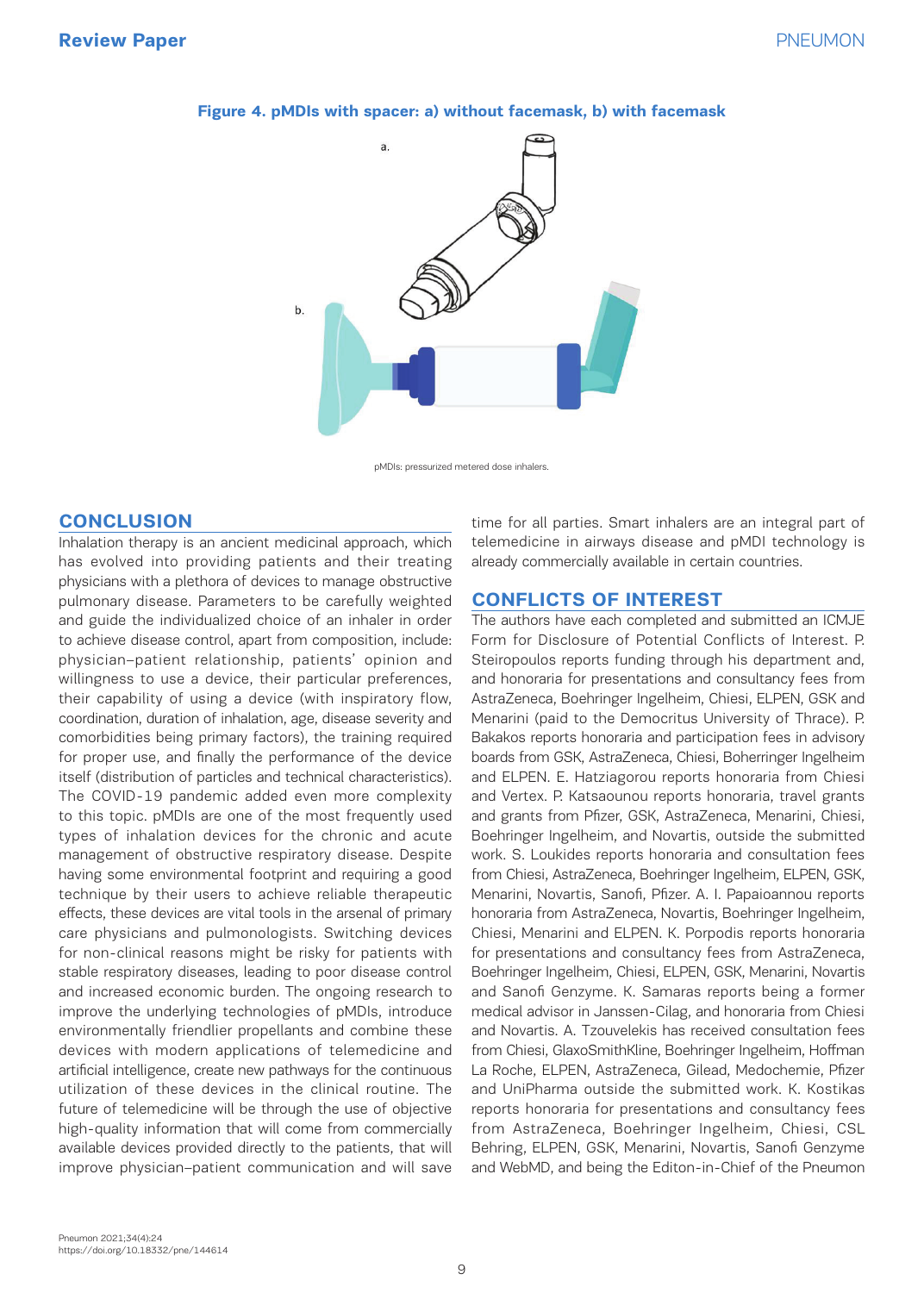**Figure 4. pMDIs with spacer: a) without facemask, b) with facemask**

pMDIs: pressurized metered dose inhalers.

## CONCLUSION

Inhalation therapy is an ancient medicinal approach, which has evolved into providing patients and their treating physicians with a plethora of devices to manage obstructive pulmonary disease. Parameters to be carefully weighted and guide the individualized choice of an inhaler in order to achieve disease control, apart from composition, include: physician–patient relationship, patients' opinion and willingness to use a device, their particular preferences, their capability of using a device (with inspiratory flow, coordination, duration of inhalation, age, disease severity and comorbidities being primary factors), the training required for proper use, and finally the performance of the device itself (distribution of particles and technical characteristics). The COVID-19 pandemic added even more complexity to this topic. pMDIs are one of the most frequently used types of inhalation devices for the chronic and acute management of obstructive respiratory disease. Despite having some environmental footprint and requiring a good technique by their users to achieve reliable therapeutic effects, these devices are vital tools in the arsenal of primary care physicians and pulmonologists. Switching devices for non-clinical reasons might be risky for patients with stable respiratory diseases, leading to poor disease control and increased economic burden. The ongoing research to improve the underlying technologies of pMDIs, introduce environmentally friendlier propellants and combine these devices with modern applications of telemedicine and artificial intelligence, create new pathways for the continuous utilization of these devices in the clinical routine. The future of telemedicine will be through the use of objective high-quality information that will come from commercially available devices provided directly to the patients, that will improve physician–patient communication and will save time for all parties. Smart inhalers are an integral part of telemedicine in airways disease and pMDI technology is already commercially available in certain countries.

## CONFLICTS OF INTEREST

The authors have each completed and submitted an ICMJE Form for Disclosure of Potential Conflicts of Interest. P. Steiropoulos reports funding through his department and, and honoraria for presentations and consultancy fees from AstraZeneca, Boehringer Ingelheim, Chiesi, ELPEN, GSK and Menarini (paid to the Democritus University of Thrace). P. Bakakos reports honoraria and participation fees in advisory boards from GSK, AstraZeneca, Chiesi, Boherringer Ingelheim and ELPEN. E. Hatziagorou reports honoraria from Chiesi and Vertex. P. Katsaounou reports honoraria, travel grants and grants from Pfizer, GSK, AstraZeneca, Menarini, Chiesi, Boehringer Ingelheim, and Novartis, outside the submitted work. S. Loukides reports honoraria and consultation fees from Chiesi, AstraZeneca, Boehringer Ingelheim, ELPEN, GSK, Menarini, Novartis, Sanofi, Pfizer. A. I. Papaioannou reports honoraria from AstraZeneca, Novartis, Boehringer Ingelheim, Chiesi, Menarini and ELPEN. K. Porpodis reports honoraria for presentations and consultancy fees from AstraZeneca, Boehringer Ingelheim, Chiesi, ELPEN, GSK, Menarini, Novartis and Sanofi Genzyme. K. Samaras reports being a former medical advisor in Janssen-Cilag, and honoraria from Chiesi and Novartis. A. Tzouvelekis has received consultation fees from Chiesi, GlaxoSmithKline, Boehringer Ingelheim, Hoffman La Roche, ELPEN, AstraZeneca, Gilead, Medochemie, Pfizer and UniPharma outside the submitted work. K. Kostikas reports honoraria for presentations and consultancy fees from AstraZeneca, Boehringer Ingelheim, Chiesi, CSL Behring, ELPEN, GSK, Menarini, Novartis, Sanofi Genzyme and WebMD, and being the Editon-in-Chief of the Pneumon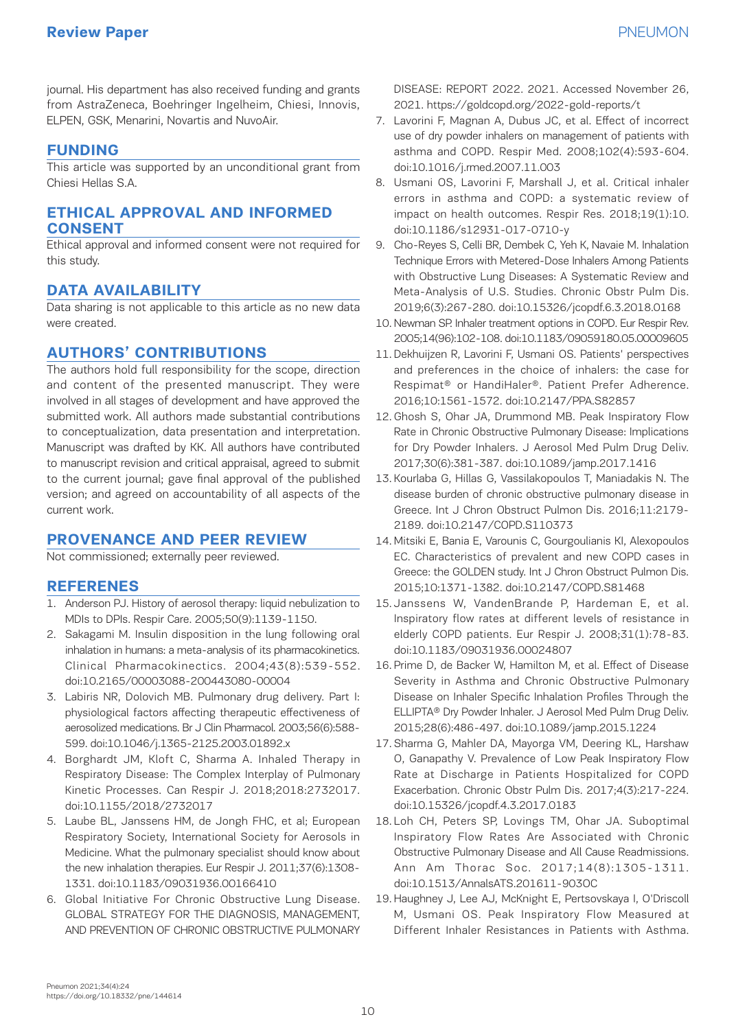journal. His department has also received funding and grants from AstraZeneca, Boehringer Ingelheim, Chiesi, Innovis, ELPEN, GSK, Menarini, Novartis and NuvoAir.

## FUNDING

This article was supported by an unconditional grant from Chiesi Hellas S.A.

## ETHICAL APPROVAL AND INFORMED CONSENT

Ethical approval and informed consent were not required for this study.

## DATA AVAILABILITY

Data sharing is not applicable to this article as no new data were created.

## AUTHORS' CONTRIBUTIONS

The authors hold full responsibility for the scope, direction and content of the presented manuscript. They were involved in all stages of development and have approved the submitted work. All authors made substantial contributions to conceptualization, data presentation and interpretation. Manuscript was drafted by KK. All authors have contributed to manuscript revision and critical appraisal, agreed to submit to the current journal; gave final approval of the published version; and agreed on accountability of all aspects of the current work.

## PROVENANCE AND PEER REVIEW

Not commissioned; externally peer reviewed.

## REFERENES

1. Anderson PJ. History of aerosol therapy: liquid nebulization to MDIs to DPIs. Respir Care. 2005;50(9):1139-1150.
2. Sakagami M. Insulin disposition in the lung following oral inhalation in humans: a meta-analysis of its pharmacokinetics. Clinical Pharmacokinectics. 2004;43(8):539-552. doi:10.2165/00003088-200443080-00004
3. Labiris NR, Dolovich MB. Pulmonary drug delivery. Part I: physiological factors affecting therapeutic effectiveness of aerosolized medications. Br J Clin Pharmacol. 2003;56(6):588-599. doi:10.1046/j.1365-2125.2003.01892.x
4. Borghardt JM, Kloft C, Sharma A. Inhaled Therapy in Respiratory Disease: The Complex Interplay of Pulmonary Kinetic Processes. Can Respir J. 2018;2018:2732017. doi:10.1155/2018/2732017
5. Laube BL, Janssens HM, de Jongh FHC, et al; European Respiratory Society, International Society for Aerosols in Medicine. What the pulmonary specialist should know about the new inhalation therapies. Eur Respir J. 2011;37(6):1308-1331. doi:10.1183/09031936.00166410
6. Global Initiative For Chronic Obstructive Lung Disease. GLOBAL STRATEGY FOR THE DIAGNOSIS, MANAGEMENT, AND PREVENTION OF CHRONIC OBSTRUCTIVE PULMONARY DISEASE: REPORT 2022. 2021. Accessed November 26, 2021. https://goldcopd.org/2022-gold-reports/t
7. Lavorini F, Magnan A, Dubus JC, et al. Effect of incorrect use of dry powder inhalers on management of patients with asthma and COPD. Respir Med. 2008;102(4):593-604. doi:10.1016/j.rmed.2007.11.003
8. Usmani OS, Lavorini F, Marshall J, et al. Critical inhaler errors in asthma and COPD: a systematic review of impact on health outcomes. Respir Res. 2018;19(1):10. doi:10.1186/s12931-017-0710-y
9. Cho-Reyes S, Celli BR, Dembek C, Yeh K, Navaie M. Inhalation Technique Errors with Metered-Dose Inhalers Among Patients with Obstructive Lung Diseases: A Systematic Review and Meta-Analysis of U.S. Studies. Chronic Obstr Pulm Dis. 2019;6(3):267-280. doi:10.15326/jcopdf.6.3.2018.0168
10. Newman SP. Inhaler treatment options in COPD. Eur Respir Rev. 2005;14(96):102-108. doi:10.1183/09059180.05.00009605
11. Dekhuijzen R, Lavorini F, Usmani OS. Patients' perspectives and preferences in the choice of inhalers: the case for Respimat® or HandiHaler®. Patient Prefer Adherence. 2016;10:1561-1572. doi:10.2147/PPA.S82857
12. Ghosh S, Ohar JA, Drummond MB. Peak Inspiratory Flow Rate in Chronic Obstructive Pulmonary Disease: Implications for Dry Powder Inhalers. J Aerosol Med Pulm Drug Deliv. 2017;30(6):381-387. doi:10.1089/jamp.2017.1416
13. Kourlaba G, Hillas G, Vassilakopoulos T, Maniadakis N. The disease burden of chronic obstructive pulmonary disease in Greece. Int J Chron Obstruct Pulmon Dis. 2016;11:2179-2189. doi:10.2147/COPD.S110373
14. Mitsiki E, Bania E, Varounis C, Gourgoulianis KI, Alexopoulos EC. Characteristics of prevalent and new COPD cases in Greece: the GOLDEN study. Int J Chron Obstruct Pulmon Dis. 2015;10:1371-1382. doi:10.2147/COPD.S81468
15. Janssens W, VandenBrande P, Hardeman E, et al. Inspiratory flow rates at different levels of resistance in elderly COPD patients. Eur Respir J. 2008;31(1):78-83. doi:10.1183/09031936.00024807
16. Prime D, de Backer W, Hamilton M, et al. Effect of Disease Severity in Asthma and Chronic Obstructive Pulmonary Disease on Inhaler Specific Inhalation Profiles Through the ELLIPTA® Dry Powder Inhaler. J Aerosol Med Pulm Drug Deliv. 2015;28(6):486-497. doi:10.1089/jamp.2015.1224
17. Sharma G, Mahler DA, Mayorga VM, Deering KL, Harshaw O, Ganapathy V. Prevalence of Low Peak Inspiratory Flow Rate at Discharge in Patients Hospitalized for COPD Exacerbation. Chronic Obstr Pulm Dis. 2017;4(3):217-224. doi:10.15326/jcopdf.4.3.2017.0183
18. Loh CH, Peters SP, Lovings TM, Ohar JA. Suboptimal Inspiratory Flow Rates Are Associated with Chronic Obstructive Pulmonary Disease and All Cause Readmissions. Ann Am Thorac Soc. 2017;14(8):1305-1311. doi:10.1513/AnnalsATS.201611-903OC
19. Haughney J, Lee AJ, McKnight E, Pertsovskaya I, O'Driscoll M, Usmani OS. Peak Inspiratory Flow Measured at Different Inhaler Resistances in Patients with Asthma.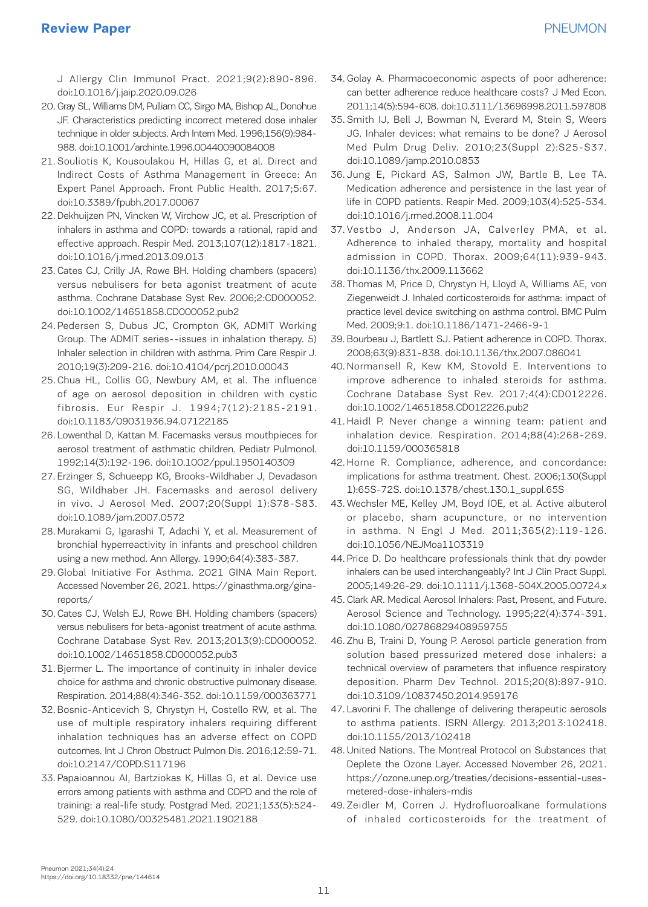J Allergy Clin Immunol Pract. 2021;9(2):890-896. doi:10.1016/j.jaip.2020.09.026

20. Gray SL, Williams DM, Pulliam CC, Sirgo MA, Bishop AL, Donohue JF. Characteristics predicting incorrect metered dose inhaler technique in older subjects. Arch Intern Med. 1996;156(9):984-988. doi:10.1001/archinte.1996.00440090084008
21. Souliotis K, Kousoulakou H, Hillas G, et al. Direct and Indirect Costs of Asthma Management in Greece: An Expert Panel Approach. Front Public Health. 2017;5:67. doi:10.3389/fpubh.2017.00067
22. Dekhuijzen PN, Vincken W, Virchow JC, et al. Prescription of inhalers in asthma and COPD: towards a rational, rapid and effective approach. Respir Med. 2013;107(12):1817-1821. doi:10.1016/j.rmed.2013.09.013
23. Cates CJ, Crilly JA, Rowe BH. Holding chambers (spacers) versus nebulisers for beta agonist treatment of acute asthma. Cochrane Database Syst Rev. 2006;2:CD000052. doi:10.1002/14651858.CD000052.pub2
24. Pedersen S, Dubus JC, Crompton GK, ADMIT Working Group. The ADMIT series--issues in inhalation therapy. 5) Inhaler selection in children with asthma. Prim Care Respir J. 2010;19(3):209-216. doi:10.4104/pcrj.2010.00043
25. Chua HL, Collis GG, Newbury AM, et al. The influence of age on aerosol deposition in children with cystic fibrosis. Eur Respir J. 1994;7(12):2185-2191. doi:10.1183/09031936.94.07122185
26. Lowenthal D, Kattan M. Facemasks versus mouthpieces for aerosol treatment of asthmatic children. Pediatr Pulmonol. 1992;14(3):192-196. doi:10.1002/ppul.1950140309
27. Erzinger S, Schueepp KG, Brooks-Wildhaber J, Devadason SG, Wildhaber JH. Facemasks and aerosol delivery in vivo. J Aerosol Med. 2007;20(Suppl 1):S78-S83. doi:10.1089/jam.2007.0572
28. Murakami G, Igarashi T, Adachi Y, et al. Measurement of bronchial hyperreactivity in infants and preschool children using a new method. Ann Allergy. 1990;64(4):383-387.
29. Global Initiative For Asthma. 2021 GINA Main Report. Accessed November 26, 2021. https://ginasthma.org/gina-reports/
30. Cates CJ, Welsh EJ, Rowe BH. Holding chambers (spacers) versus nebulisers for beta-agonist treatment of acute asthma. Cochrane Database Syst Rev. 2013;2013(9):CD000052. doi:10.1002/14651858.CD000052.pub3
31. Bjermer L. The importance of continuity in inhaler device choice for asthma and chronic obstructive pulmonary disease. Respiration. 2014;88(4):346-352. doi:10.1159/000363771
32. Bosnic-Anticevich S, Chrystyn H, Costello RW, et al. The use of multiple respiratory inhalers requiring different inhalation techniques has an adverse effect on COPD outcomes. Int J Chron Obstruct Pulmon Dis. 2016;12:59-71. doi:10.2147/COPD.S117196
33. Papaioannou AI, Bartziokas K, Hillas G, et al. Device use errors among patients with asthma and COPD and the role of training: a real-life study. Postgrad Med. 2021;133(5):524-529. doi:10.1080/00325481.2021.1902188
34. Golay A. Pharmacoeconomic aspects of poor adherence: can better adherence reduce healthcare costs? J Med Econ. 2011;14(5):594-608. doi:10.3111/13696998.2011.597808
35. Smith IJ, Bell J, Bowman N, Everard M, Stein S, Weers JG. Inhaler devices: what remains to be done? J Aerosol Med Pulm Drug Deliv. 2010;23(Suppl 2):S25-S37. doi:10.1089/jamp.2010.0853
36. Jung E, Pickard AS, Salmon JW, Bartle B, Lee TA. Medication adherence and persistence in the last year of life in COPD patients. Respir Med. 2009;103(4):525-534. doi:10.1016/j.rmed.2008.11.004
37. Vestbo J, Anderson JA, Calverley PMA, et al. Adherence to inhaled therapy, mortality and hospital admission in COPD. Thorax. 2009;64(11):939-943. doi:10.1136/thx.2009.113662
38. Thomas M, Price D, Chrystyn H, Lloyd A, Williams AE, von Ziegenweidt J. Inhaled corticosteroids for asthma: impact of practice level device switching on asthma control. BMC Pulm Med. 2009;9:1. doi:10.1186/1471-2466-9-1
39. Bourbeau J, Bartlett SJ. Patient adherence in COPD. Thorax. 2008;63(9):831-838. doi:10.1136/thx.2007.086041
40. Normansell R, Kew KM, Stovold E. Interventions to improve adherence to inhaled steroids for asthma. Cochrane Database Syst Rev. 2017;4(4):CD012226. doi:10.1002/14651858.CD012226.pub2
41. Haidl P. Never change a winning team: patient and inhalation device. Respiration. 2014;88(4):268-269. doi:10.1159/000365818
42. Horne R. Compliance, adherence, and concordance: implications for asthma treatment. Chest. 2006;130(Suppl 1):65S-72S. doi:10.1378/chest.130.1_suppl.65S
43. Wechsler ME, Kelley JM, Boyd IOE, et al. Active albuterol or placebo, sham acupuncture, or no intervention in asthma. N Engl J Med. 2011;365(2):119-126. doi:10.1056/NEJMoa1103319
44. Price D. Do healthcare professionals think that dry powder inhalers can be used interchangeably? Int J Clin Pract Suppl. 2005;149:26-29. doi:10.1111/j.1368-504X.2005.00724.x
45. Clark AR. Medical Aerosol Inhalers: Past, Present, and Future. Aerosol Science and Technology. 1995;22(4):374-391. doi:10.1080/02786829408959755
46. Zhu B, Traini D, Young P. Aerosol particle generation from solution based pressurized metered dose inhalers: a technical overview of parameters that influence respiratory deposition. Pharm Dev Technol. 2015;20(8):897-910. doi:10.3109/10837450.2014.959176
47. Lavorini F. The challenge of delivering therapeutic aerosols to asthma patients. ISRN Allergy. 2013;2013:102418. doi:10.1155/2013/102418
48. United Nations. The Montreal Protocol on Substances that Deplete the Ozone Layer. Accessed November 26, 2021. https://ozone.unep.org/treaties/decisions-essential-uses-metered-dose-inhalers-mdis
49. Zeidler M, Corren J. Hydrofluoroalkane formulations of inhaled corticosteroids for the treatment of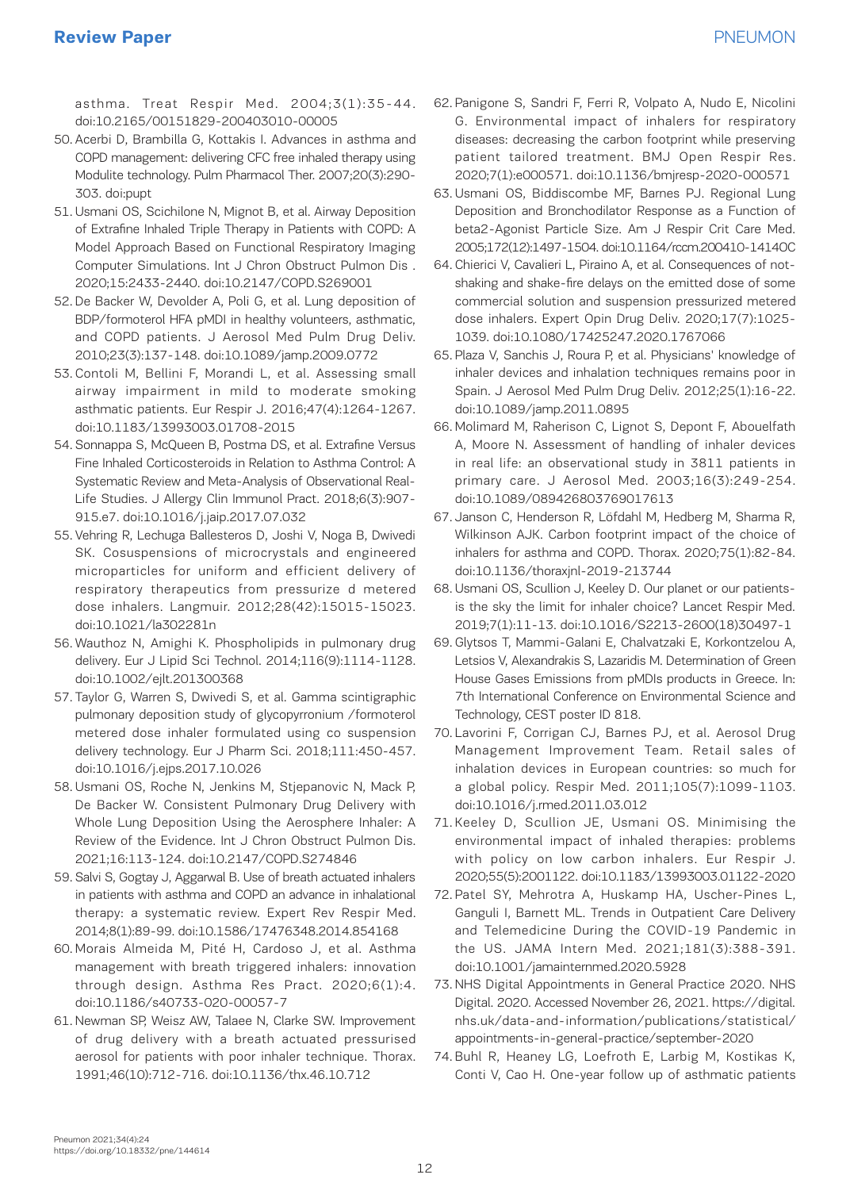asthma. Treat Respir Med. 2004;3(1):35-44. doi:10.2165/00151829-200403010-00005

50. Acerbi D, Brambilla G, Kottakis I. Advances in asthma and COPD management: delivering CFC free inhaled therapy using Modulite technology. Pulm Pharmacol Ther. 2007;20(3):290-303. doi:pupt
51. Usmani OS, Scichilone N, Mignot B, et al. Airway Deposition of Extrafine Inhaled Triple Therapy in Patients with COPD: A Model Approach Based on Functional Respiratory Imaging Computer Simulations. Int J Chron Obstruct Pulmon Dis . 2020;15:2433-2440. doi:10.2147/COPD.S269001
52. De Backer W, Devolder A, Poli G, et al. Lung deposition of BDP/formoterol HFA pMDI in healthy volunteers, asthmatic, and COPD patients. J Aerosol Med Pulm Drug Deliv. 2010;23(3):137-148. doi:10.1089/jamp.2009.0772
53. Contoli M, Bellini F, Morandi L, et al. Assessing small airway impairment in mild to moderate smoking asthmatic patients. Eur Respir J. 2016;47(4):1264-1267. doi:10.1183/13993003.01708-2015
54. Sonnappa S, McQueen B, Postma DS, et al. Extrafine Versus Fine Inhaled Corticosteroids in Relation to Asthma Control: A Systematic Review and Meta-Analysis of Observational Real-Life Studies. J Allergy Clin Immunol Pract. 2018;6(3):907-915.e7. doi:10.1016/j.jaip.2017.07.032
55. Vehring R, Lechuga Ballesteros D, Joshi V, Noga B, Dwivedi SK. Cosuspensions of microcrystals and engineered microparticles for uniform and efficient delivery of respiratory therapeutics from pressurize d metered dose inhalers. Langmuir. 2012;28(42):15015-15023. doi:10.1021/la302281n
56. Wauthoz N, Amighi K. Phospholipids in pulmonary drug delivery. Eur J Lipid Sci Technol. 2014;116(9):1114-1128. doi:10.1002/ejlt.201300368
57. Taylor G, Warren S, Dwivedi S, et al. Gamma scintigraphic pulmonary deposition study of glycopyrronium /formoterol metered dose inhaler formulated using co suspension delivery technology. Eur J Pharm Sci. 2018;111:450-457. doi:10.1016/j.ejps.2017.10.026
58. Usmani OS, Roche N, Jenkins M, Stjepanovic N, Mack P, De Backer W. Consistent Pulmonary Drug Delivery with Whole Lung Deposition Using the Aerosphere Inhaler: A Review of the Evidence. Int J Chron Obstruct Pulmon Dis. 2021;16:113-124. doi:10.2147/COPD.S274846
59. Salvi S, Gogtay J, Aggarwal B. Use of breath actuated inhalers in patients with asthma and COPD an advance in inhalational therapy: a systematic review. Expert Rev Respir Med. 2014;8(1):89-99. doi:10.1586/17476348.2014.854168
60. Morais Almeida M, Pité H, Cardoso J, et al. Asthma management with breath triggered inhalers: innovation through design. Asthma Res Pract. 2020;6(1):4. doi:10.1186/s40733-020-00057-7
61. Newman SP, Weisz AW, Talaee N, Clarke SW. Improvement of drug delivery with a breath actuated pressurised aerosol for patients with poor inhaler technique. Thorax. 1991;46(10):712-716. doi:10.1136/thx.46.10.712
62. Panigone S, Sandri F, Ferri R, Volpato A, Nudo E, Nicolini G. Environmental impact of inhalers for respiratory diseases: decreasing the carbon footprint while preserving patient tailored treatment. BMJ Open Respir Res. 2020;7(1):e000571. doi:10.1136/bmjresp-2020-000571
63. Usmani OS, Biddiscombe MF, Barnes PJ. Regional Lung Deposition and Bronchodilator Response as a Function of beta2-Agonist Particle Size. Am J Respir Crit Care Med. 2005;172(12):1497-1504. doi:10.1164/rccm.200410-1414OC
64. Chierici V, Cavalieri L, Piraino A, et al. Consequences of not-shaking and shake-fire delays on the emitted dose of some commercial solution and suspension pressurized metered dose inhalers. Expert Opin Drug Deliv. 2020;17(7):1025-1039. doi:10.1080/17425247.2020.1767066
65. Plaza V, Sanchis J, Roura P, et al. Physicians' knowledge of inhaler devices and inhalation techniques remains poor in Spain. J Aerosol Med Pulm Drug Deliv. 2012;25(1):16-22. doi:10.1089/jamp.2011.0895
66. Molimard M, Raherison C, Lignot S, Depont F, Abouelfath A, Moore N. Assessment of handling of inhaler devices in real life: an observational study in 3811 patients in primary care. J Aerosol Med. 2003;16(3):249-254. doi:10.1089/089426803769017613
67. Janson C, Henderson R, Löfdahl M, Hedberg M, Sharma R, Wilkinson AJK. Carbon footprint impact of the choice of inhalers for asthma and COPD. Thorax. 2020;75(1):82-84. doi:10.1136/thoraxjnl-2019-213744
68. Usmani OS, Scullion J, Keeley D. Our planet or our patients-is the sky the limit for inhaler choice? Lancet Respir Med. 2019;7(1):11-13. doi:10.1016/S2213-2600(18)30497-1
69. Glytsos T, Mammi-Galani E, Chalvatzaki E, Korkontzelou A, Letsios V, Alexandrakis S, Lazaridis M. Determination of Green House Gases Emissions from pMDIs products in Greece. In: 7th International Conference on Environmental Science and Technology, CEST poster ID 818.
70. Lavorini F, Corrigan CJ, Barnes PJ, et al. Aerosol Drug Management Improvement Team. Retail sales of inhalation devices in European countries: so much for a global policy. Respir Med. 2011;105(7):1099-1103. doi:10.1016/j.rmed.2011.03.012
71. Keeley D, Scullion JE, Usmani OS. Minimising the environmental impact of inhaled therapies: problems with policy on low carbon inhalers. Eur Respir J. 2020;55(5):2001122. doi:10.1183/13993003.01122-2020
72. Patel SY, Mehrotra A, Huskamp HA, Uscher-Pines L, Ganguli I, Barnett ML. Trends in Outpatient Care Delivery and Telemedicine During the COVID-19 Pandemic in the US. JAMA Intern Med. 2021;181(3):388-391. doi:10.1001/jamainternmed.2020.5928
73. NHS Digital Appointments in General Practice 2020. NHS Digital. 2020. Accessed November 26, 2021. https://digital.nhs.uk/data-and-information/publications/statistical/appointments-in-general-practice/september-2020
74. Buhl R, Heaney LG, Loefroth E, Larbig M, Kostikas K, Conti V, Cao H. One-year follow up of asthmatic patients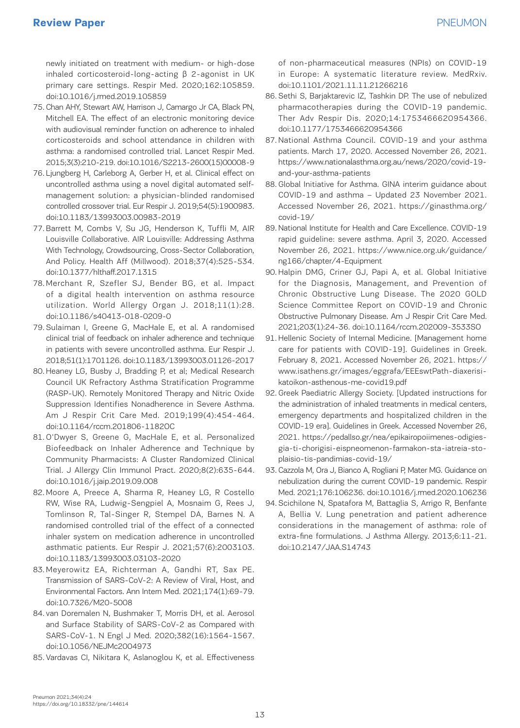newly initiated on treatment with medium- or high-dose inhaled corticosteroid-long-acting β 2-agonist in UK primary care settings. Respir Med. 2020;162:105859. doi:10.1016/j.rmed.2019.105859

75. Chan AHY, Stewart AW, Harrison J, Camargo Jr CA, Black PN, Mitchell EA. The effect of an electronic monitoring device with audiovisual reminder function on adherence to inhaled corticosteroids and school attendance in children with asthma: a randomised controlled trial. Lancet Respir Med. 2015;3(3):210-219. doi:10.1016/S2213-2600(15)00008-9
76. Ljungberg H, Carleborg A, Gerber H, et al. Clinical effect on uncontrolled asthma using a novel digital automated self-management solution: a physician-blinded randomised controlled crossover trial. Eur Respir J. 2019;54(5):1900983. doi:10.1183/13993003.00983-2019
77. Barrett M, Combs V, Su JG, Henderson K, Tuffli M, AIR Louisville Collaborative. AIR Louisville: Addressing Asthma With Technology, Crowdsourcing, Cross-Sector Collaboration, And Policy. Health Aff (Millwood). 2018;37(4):525-534. doi:10.1377/hlthaff.2017.1315
78. Merchant R, Szefler SJ, Bender BG, et al. Impact of a digital health intervention on asthma resource utilization. World Allergy Organ J. 2018;11(1):28. doi:10.1186/s40413-018-0209-0
79. Sulaiman I, Greene G, MacHale E, et al. A randomised clinical trial of feedback on inhaler adherence and technique in patients with severe uncontrolled asthma. Eur Respir J. 2018;51(1):1701126. doi:10.1183/13993003.01126-2017
80. Heaney LG, Busby J, Bradding P, et al; Medical Research Council UK Refractory Asthma Stratification Programme (RASP-UK). Remotely Monitored Therapy and Nitric Oxide Suppression Identifies Nonadherence in Severe Asthma. Am J Respir Crit Care Med. 2019;199(4):454-464. doi:10.1164/rccm.201806-1182OC
81. O'Dwyer S, Greene G, MacHale E, et al. Personalized Biofeedback on Inhaler Adherence and Technique by Community Pharmacists: A Cluster Randomized Clinical Trial. J Allergy Clin Immunol Pract. 2020;8(2):635-644. doi:10.1016/j.jaip.2019.09.008
82. Moore A, Preece A, Sharma R, Heaney LG, R Costello RW, Wise RA, Ludwig-Sengpiel A, Mosnaim G, Rees J, Tomlinson R, Tal-Singer R, Stempel DA, Barnes N. A randomised controlled trial of the effect of a connected inhaler system on medication adherence in uncontrolled asthmatic patients. Eur Respir J. 2021;57(6):2003103. doi:10.1183/13993003.03103-2020
83. Meyerowitz EA, Richterman A, Gandhi RT, Sax PE. Transmission of SARS-CoV-2: A Review of Viral, Host, and Environmental Factors. Ann Intern Med. 2021;174(1):69-79. doi:10.7326/M20-5008
84. van Doremalen N, Bushmaker T, Morris DH, et al. Aerosol and Surface Stability of SARS-CoV-2 as Compared with SARS-CoV-1. N Engl J Med. 2020;382(16):1564-1567. doi:10.1056/NEJMc2004973
85. Vardavas CI, Nikitara K, Aslanoglou K, et al. Effectiveness of non-pharmaceutical measures (NPIs) on COVID-19 in Europe: A systematic literature review. MedRxiv. doi:10.1101/2021.11.11.21266216
86. Sethi S, Barjaktarevic IZ, Tashkin DP. The use of nebulized pharmacotherapies during the COVID-19 pandemic. Ther Adv Respir Dis. 2020;14:1753466620954366. doi:10.1177/1753466620954366
87. National Asthma Council. COVID-19 and your asthma patients. March 17, 2020. Accessed November 26, 2021. https://www.nationalasthma.org.au/news/2020/covid-19-and-your-asthma-patients
88. Global Initiative for Asthma. GINA interim guidance about COVID-19 and asthma – Updated 23 November 2021. Accessed November 26, 2021. https://ginasthma.org/covid-19/
89. National Institute for Health and Care Excellence. COVID-19 rapid guideline: severe asthma. April 3, 2020. Accessed November 26, 2021. https://www.nice.org.uk/guidance/ng166/chapter/4-Equipment
90. Halpin DMG, Criner GJ, Papi A, et al. Global Initiative for the Diagnosis, Management, and Prevention of Chronic Obstructive Lung Disease. The 2020 GOLD Science Committee Report on COVID-19 and Chronic Obstructive Pulmonary Disease. Am J Respir Crit Care Med. 2021;203(1):24-36. doi:10.1164/rccm.202009-3533SO
91. Hellenic Society of Internal Medicine. [Management home care for patients with COVID-19]. Guidelines in Greek. February 8, 2021. Accessed November 26, 2021. https://www.isathens.gr/images/eggrafa/EEEswtPath-diaxerisi-katoikon-asthenous-me-covid19.pdf
92. Greek Paediatric Allergy Society. [Updated instructions for the administration of inhaled treatments in medical centers, emergency departments and hospitalized children in the COVID-19 era]. Guidelines in Greek. Accessed November 26, 2021. https://pedallso.gr/nea/epikairopoiimenes-odigies-gia-ti-chorigisi-eispneomenon-farmakon-sta-iatreia-sto-plaisio-tis-pandimias-covid-19/
93. Cazzola M, Ora J, Bianco A, Rogliani P, Mater MG. Guidance on nebulization during the current COVID-19 pandemic. Respir Med. 2021;176:106236. doi:10.1016/j.rmed.2020.106236
94. Scichilone N, Spatafora M, Battaglia S, Arrigo R, Benfante A, Bellia V. Lung penetration and patient adherence considerations in the management of asthma: role of extra-fine formulations. J Asthma Allergy. 2013;6:11-21. doi:10.2147/JAA.S14743